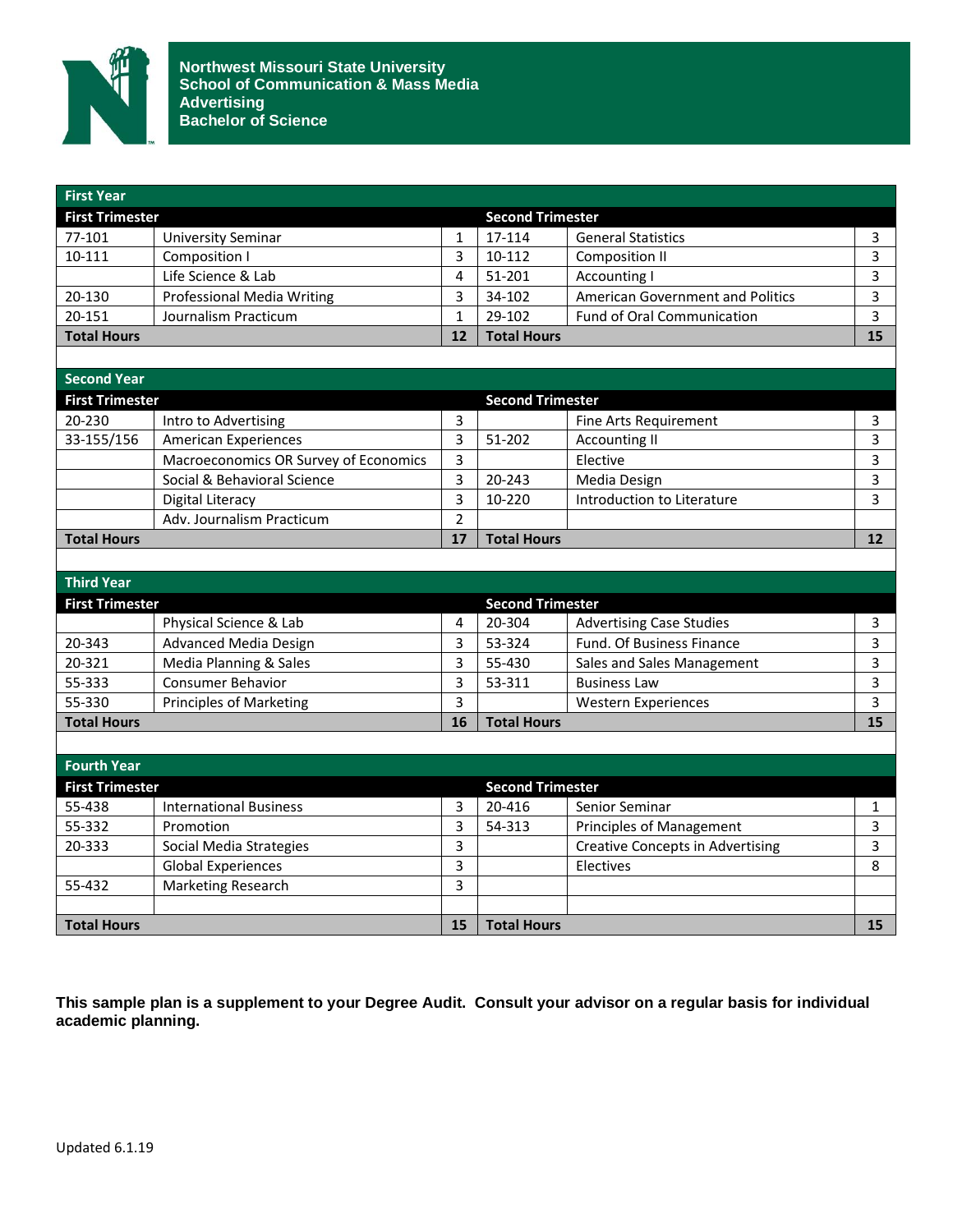# Northwest Missouri State University
## School of Communication & Mass Media
## Advertising
## Bachelor of Science

| First Year | | | | | |
|---|---|---|---|---|---|
| **First Trimester** | | | **Second Trimester** | | |
| 77-101 | University Seminar | 1 | 17-114 | General Statistics | 3 |
| 10-111 | Composition I | 3 | 10-112 | Composition II | 3 |
| | Life Science & Lab | 4 | 51-201 | Accounting I | 3 |
| 20-130 | Professional Media Writing | 3 | 34-102 | American Government and Politics | 3 |
| 20-151 | Journalism Practicum | 1 | 29-102 | Fund of Oral Communication | 3 |
| **Total Hours** | | **12** | **Total Hours** | | **15** |

| Second Year | | | | | |
|---|---|---|---|---|---|
| **First Trimester** | | | **Second Trimester** | | |
| 20-230 | Intro to Advertising | 3 | | Fine Arts Requirement | 3 |
| 33-155/156 | American Experiences | 3 | 51-202 | Accounting II | 3 |
| | Macroeconomics OR Survey of Economics | 3 | | Elective | 3 |
| | Social & Behavioral Science | 3 | 20-243 | Media Design | 3 |
| | Digital Literacy | 3 | 10-220 | Introduction to Literature | 3 |
| | Adv. Journalism Practicum | 2 | | | |
| **Total Hours** | | **17** | **Total Hours** | | **12** |

| Third Year | | | | | |
|---|---|---|---|---|---|
| **First Trimester** | | | **Second Trimester** | | |
| | Physical Science & Lab | 4 | 20-304 | Advertising Case Studies | 3 |
| 20-343 | Advanced Media Design | 3 | 53-324 | Fund. Of Business Finance | 3 |
| 20-321 | Media Planning & Sales | 3 | 55-430 | Sales and Sales Management | 3 |
| 55-333 | Consumer Behavior | 3 | 53-311 | Business Law | 3 |
| 55-330 | Principles of Marketing | 3 | | Western Experiences | 3 |
| **Total Hours** | | **16** | **Total Hours** | | **15** |

| Fourth Year | | | | | |
|---|---|---|---|---|---|
| **First Trimester** | | | **Second Trimester** | | |
| 55-438 | International Business | 3 | 20-416 | Senior Seminar | 1 |
| 55-332 | Promotion | 3 | 54-313 | Principles of Management | 3 |
| 20-333 | Social Media Strategies | 3 | | Creative Concepts in Advertising | 3 |
| | Global Experiences | 3 | | Electives | 8 |
| 55-432 | Marketing Research | 3 | | | |
| | | | | | |
| **Total Hours** | | **15** | **Total Hours** | | **15** |

**This sample plan is a supplement to your Degree Audit. Consult your advisor on a regular basis for individual academic planning.**

Updated 6.1.19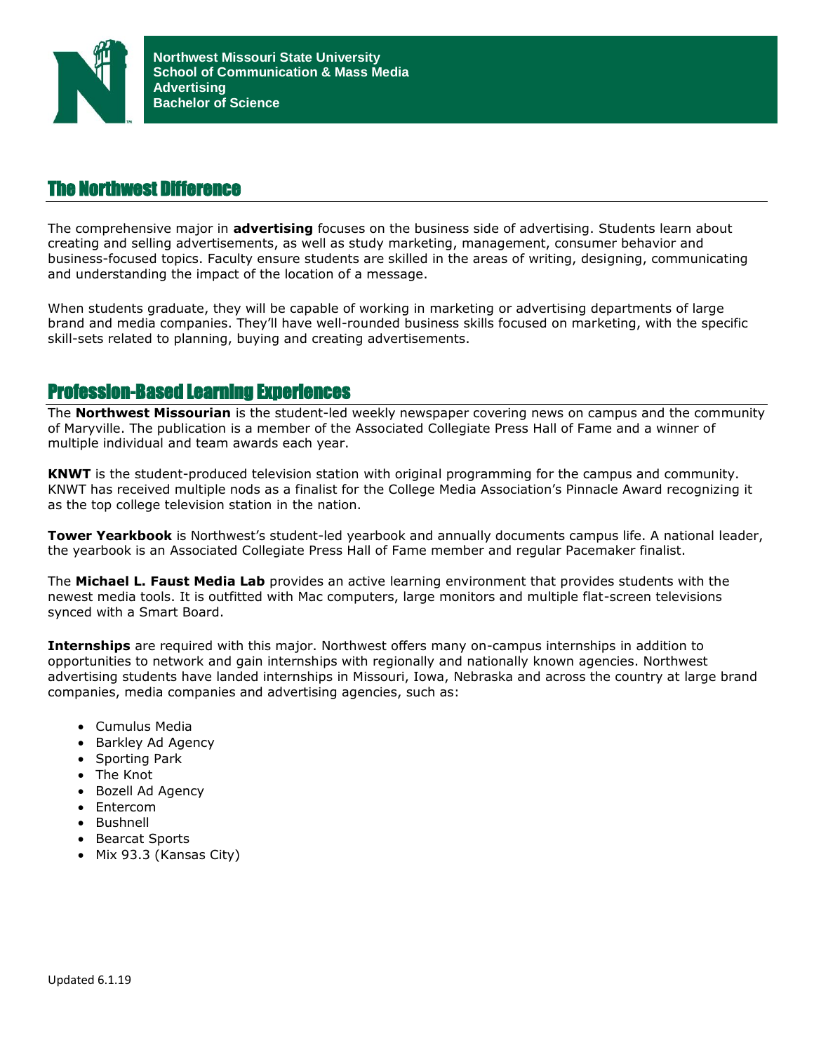**Northwest Missouri State University**
**School of Communication & Mass Media**
**Advertising**
**Bachelor of Science**

## The Northwest Difference

The comprehensive major in **advertising** focuses on the business side of advertising. Students learn about creating and selling advertisements, as well as study marketing, management, consumer behavior and business-focused topics. Faculty ensure students are skilled in the areas of writing, designing, communicating and understanding the impact of the location of a message.

When students graduate, they will be capable of working in marketing or advertising departments of large brand and media companies. They'll have well-rounded business skills focused on marketing, with the specific skill-sets related to planning, buying and creating advertisements.

## Profession-Based Learning Experiences

The **Northwest Missourian** is the student-led weekly newspaper covering news on campus and the community of Maryville. The publication is a member of the Associated Collegiate Press Hall of Fame and a winner of multiple individual and team awards each year.

**KNWT** is the student-produced television station with original programming for the campus and community. KNWT has received multiple nods as a finalist for the College Media Association's Pinnacle Award recognizing it as the top college television station in the nation.

**Tower Yearkbook** is Northwest's student-led yearbook and annually documents campus life. A national leader, the yearbook is an Associated Collegiate Press Hall of Fame member and regular Pacemaker finalist.

The **Michael L. Faust Media Lab** provides an active learning environment that provides students with the newest media tools. It is outfitted with Mac computers, large monitors and multiple flat-screen televisions synced with a Smart Board.

**Internships** are required with this major. Northwest offers many on-campus internships in addition to opportunities to network and gain internships with regionally and nationally known agencies. Northwest advertising students have landed internships in Missouri, Iowa, Nebraska and across the country at large brand companies, media companies and advertising agencies, such as:

- Cumulus Media
- Barkley Ad Agency
- Sporting Park
- The Knot
- Bozell Ad Agency
- Entercom
- Bushnell
- Bearcat Sports
- Mix 93.3 (Kansas City)

Updated 6.1.19